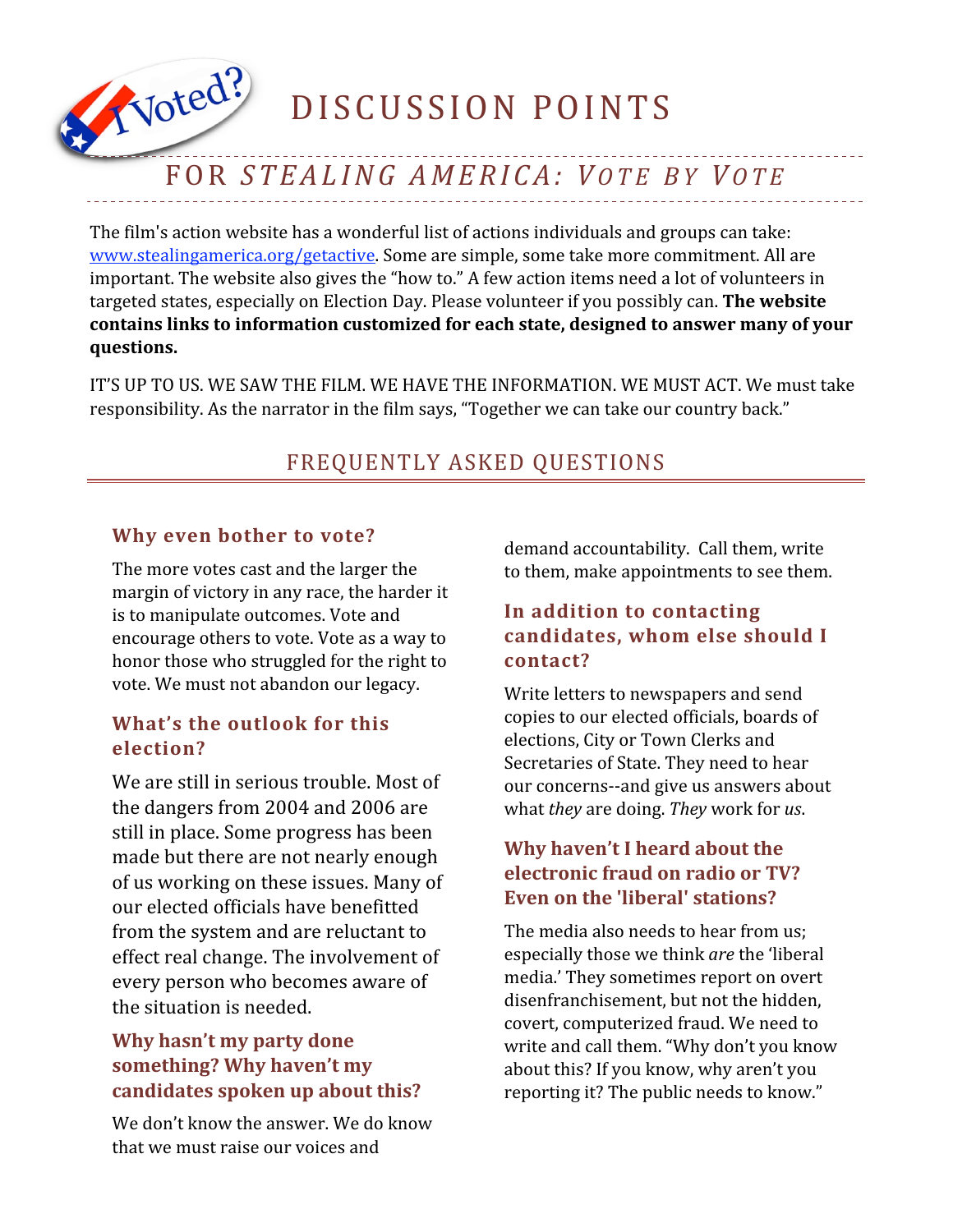# DISCUSSION POINTS

## FOR *STEALING AMERICA: VOTE BY VOTE*

The film's action website has a wonderful list of actions individuals and groups can take: [www.stealingamerica.org/getactive](http://www.stealingamerica.org/getactive). Some are simple, some take more commitment. All are important. The website also gives the "how to." A few action items need a lot of volunteers in targeted states, especially on Election Day. Please volunteer if you possibly can. **The website contains links to information customized for each state, designed to answer many of your questions.**

IT'S UP TO US. WE SAW THE FILM. WE HAVE THE INFORMATION. WE MUST ACT. We must take responsibility. As the narrator in the film says, "Together we can take our country back."

## FREQUENTLY ASKED QUESTIONS

### Why even bother to vote?

The more votes cast and the larger the margin of victory in any race, the harder it is to manipulate outcomes. Vote and encourage others to vote. Vote as a way to honor those who struggled for the right to vote. We must not abandon our legacy.

### What's the outlook for this election?

We are still in serious trouble. Most of the dangers from 2004 and 2006 are still in place. Some progress has been made but there are not nearly enough of us working on these issues. Many of our elected officials have benefitted from the system and are reluctant to effect real change. The involvement of every person who becomes aware of the situation is needed.

### Why hasn't my party done something? Why haven't my candidates spoken up about this?

We don't know the answer. We do know that we must raise our voices and demand accountability. Call them, write to them, make appointments to see them.

### In addition to contacting candidates, whom else should I contact?

Write letters to newspapers and send copies to our elected officials, boards of elections, City or Town Clerks and Secretaries of State. They need to hear our concerns--and give us answers about what *they* are doing. *They* work for *us*.

### Why haven't I heard about the electronic fraud on radio or TV? Even on the 'liberal' stations?

The media also needs to hear from us; especially those we think *are* the 'liberal media.' They sometimes report on overt disenfranchisement, but not the hidden, covert, computerized fraud. We need to write and call them. "Why don't you know about this? If you know, why aren't you reporting it? The public needs to know."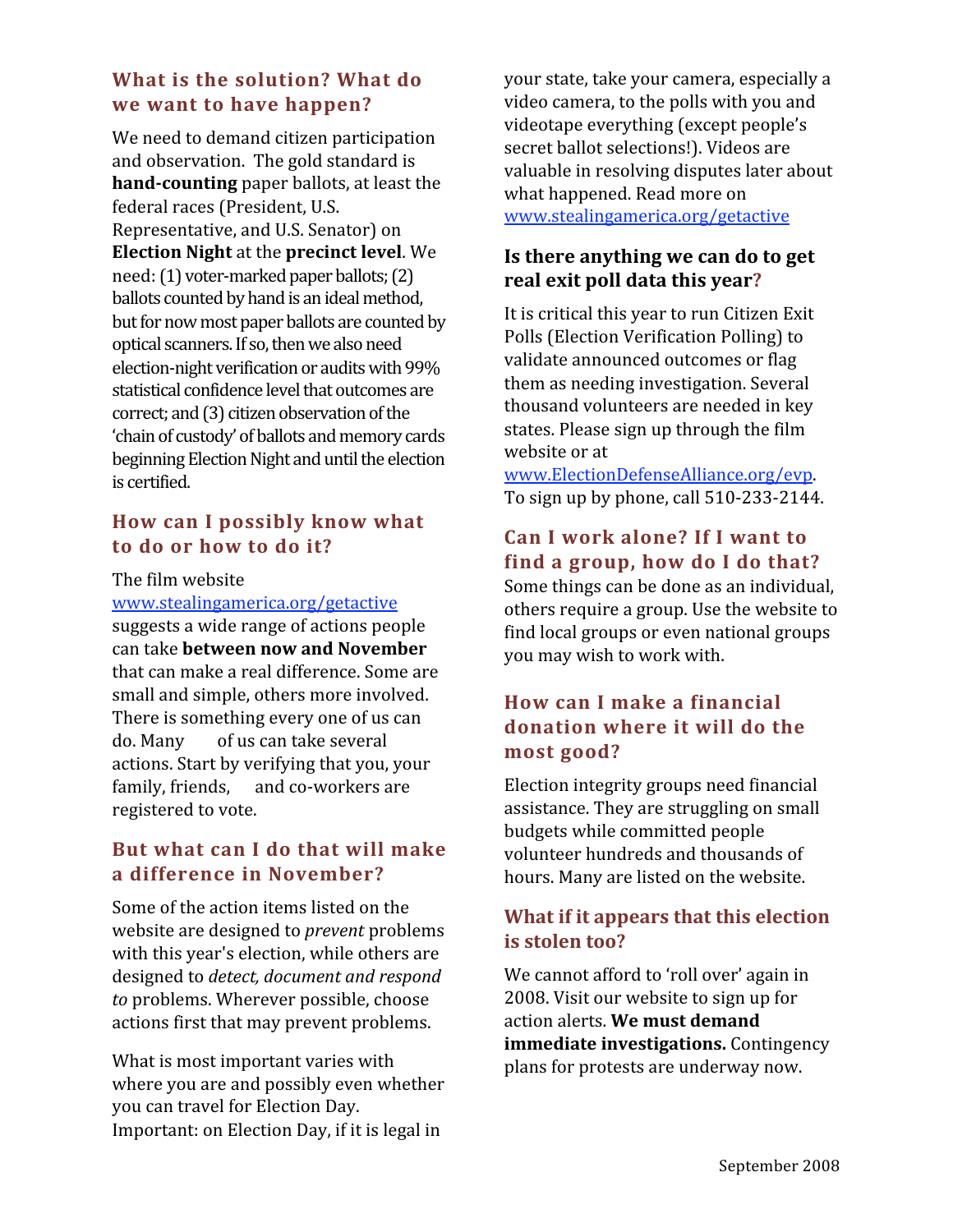## What is the solution? What do we want to have happen?

We need to demand citizen participation and observation. The gold standard is **hand-counting** paper ballots, at least the federal races (President, U.S. Representative, and U.S. Senator) on **Election Night** at the **precinct level**. We need: (1) voter-marked paper ballots; (2) ballots counted by hand is an ideal method, but for now most paper ballots are counted by optical scanners. If so, then we also need election-night verification or audits with 99% statistical confidence level that outcomes are correct; and (3) citizen observation of the 'chain of custody' of ballots and memory cards beginning Election Night and until the election is certified.

## How can I possibly know what to do or how to do it?

The film website www.stealingamerica.org/getactive suggests a wide range of actions people can take **between now and November** that can make a real difference. Some are small and simple, others more involved. There is something every one of us can do. Many of us can take several actions. Start by verifying that you, your family, friends, and co-workers are registered to vote.

## But what can I do that will make a difference in November?

Some of the action items listed on the website are designed to *prevent* problems with this year's election, while others are designed to *detect, document and respond to* problems. Wherever possible, choose actions first that may prevent problems.

What is most important varies with where you are and possibly even whether you can travel for Election Day. Important: on Election Day, if it is legal in your state, take your camera, especially a video camera, to the polls with you and videotape everything (except people's secret ballot selections!). Videos are valuable in resolving disputes later about what happened. Read more on www.stealingamerica.org/getactive

## Is there anything we can do to get real exit poll data this year?

It is critical this year to run Citizen Exit Polls (Election Verification Polling) to validate announced outcomes or flag them as needing investigation. Several thousand volunteers are needed in key states. Please sign up through the film website or at www.ElectionDefenseAlliance.org/evp. To sign up by phone, call 510-233-2144.

## Can I work alone? If I want to find a group, how do I do that?

Some things can be done as an individual, others require a group. Use the website to find local groups or even national groups you may wish to work with.

## How can I make a financial donation where it will do the most good?

Election integrity groups need financial assistance. They are struggling on small budgets while committed people volunteer hundreds and thousands of hours. Many are listed on the website.

## What if it appears that this election is stolen too?

We cannot afford to 'roll over' again in 2008. Visit our website to sign up for action alerts. **We must demand immediate investigations.** Contingency plans for protests are underway now.

September 2008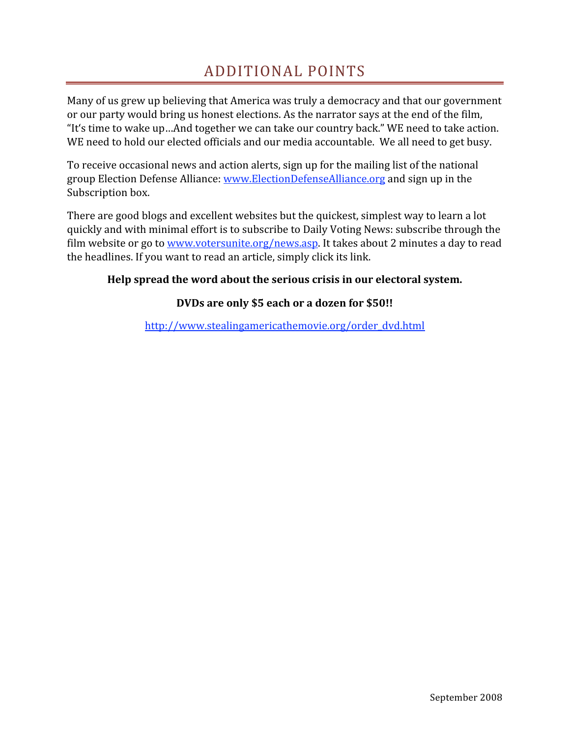# ADDITIONAL POINTS

Many of us grew up believing that America was truly a democracy and that our government or our party would bring us honest elections. As the narrator says at the end of the film, "It's time to wake up…And together we can take our country back." WE need to take action. WE need to hold our elected officials and our media accountable. We all need to get busy.

To receive occasional news and action alerts, sign up for the mailing list of the national group Election Defense Alliance: [www.ElectionDefenseAlliance.org](http://www.ElectionDefenseAlliance.org) and sign up in the Subscription box.

There are good blogs and excellent websites but the quickest, simplest way to learn a lot quickly and with minimal effort is to subscribe to Daily Voting News: subscribe through the film website or go to [www.votersunite.org/news.asp](http://www.votersunite.org/news.asp). It takes about 2 minutes a day to read the headlines. If you want to read an article, simply click its link.

**Help spread the word about the serious crisis in our electoral system.**

**DVDs are only $5 each or a dozen for $50!!**

[http://www.stealingamericathemovie.org/order_dvd.html](http://www.stealingamericathemovie.org/order_dvd.html)

September 2008